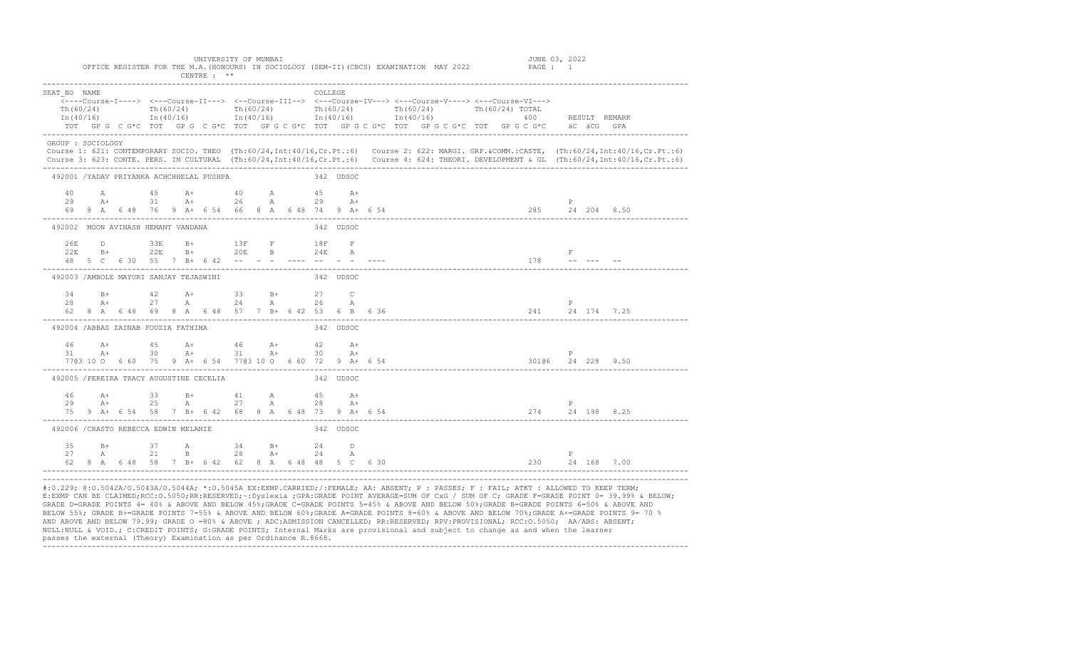UNIVERSITY OF MUMBAI

OFFICE REGISTER FOR THE M.A.(HONOURS) IN SOCIOLOGY (SEM-II)(CBCS) EXAMINATION MAY 2022

CENTRE : **

JUNE 03, 2022

PAGE : 1

```
SEAT_NO  NAME                                                    COLLEGE
   <----Course-I----> <---Course-II---> <--Course-III--> <---Course-IV---> <---Course-V----> <---Course-VI--->
   Th(60/24)          Th(60/24)          Th(60/24)         Th(60/24)         Th(60/24)         Th(60/24) TOTAL
   In(40/16)          In(40/16)          In(40/16)         In(40/16)         In(40/16)                   400      RESULT  REMARK
   TOT  GP G  C G*C  TOT  GP G  C G*C  TOT  GP G C G*C  TOT  GP G C G*C  TOT  GP G C G*C  TOT  GP G C G*C    äC  äCG  GPA
```

GROUP : SOCIOLOGY

Course 1: 621: CONTEMPORARY SOCIO. THEO (Th:60/24,Int:40/16,Cr.Pt.:6)   Course 2: 622: MARGI. GRP.&COMM.:CASTE, (Th:60/24,Int:40/16,Cr.Pt.:6)
Course 3: 623: CONTE. PERS. IN CULTURAL (Th:60/24,Int:40/16,Cr.Pt.:6)   Course 4: 624: THEORI. DEVELOPMENT & GL (Th:60/24,Int:40/16,Cr.Pt.:6)

```
492001 /YADAV PRIYANKA ACHCHHELAL PUSHPA                         342 UDSOC

   40     A        45     A+       40     A        45     A+
   29     A+       31     A+       26     A        29     A+                                             P
   69  8  A  6 48  76  9  A+ 6 54  66  8  A  6 48  74  9  A+ 6 54                              285     24 204  8.50

492002  MOON AVINASH HEMANT VANDANA                              342 UDSOC

   26E    D        33E    B+       13F    F        18F    F
   22E    B+       22E    B+       20E    B        24E    A                                              F
   48  5  C  6 30  55  7  B+ 6 42  --  -  -  ----  --  -  -  ----                              178     --  ---  --

492003 /AMBOLE MAYURI SANJAY TEJASWINI                           342 UDSOC

   34     B+       42     A+       33     B+       27     C
   28     A+       27     A        24     A        26     A                                              P
   62  8  A  6 48  69  8  A  6 48  57  7  B+ 6 42  53  6  B  6 36                              241     24 174  7.25

492004 /ABBAS ZAINAB FOUZIA FATHIMA                              342 UDSOC

   46     A+       45     A+       46     A+       42     A+
   31     A+       30     A+       31     A+       30     A+                                             P
   77@3 10 O  6 60  75  9  A+ 6 54  77@3 10 O  6 60  72  9  A+ 6 54                            301@6   24 228  9.50

492005 /PEREIRA TRACY AUGUSTINE CECELIA                          342 UDSOC

   46     A+       33     B+       41     A        45     A+
   29     A+       25     A        27     A        28     A+                                             P
   75  9  A+ 6 54  58  7  B+ 6 42  68  8  A  6 48  73  9  A+ 6 54                              274     24 198  8.25

492006 /CRASTO REBECCA EDWIN MELANIE                             342 UDSOC

   35     B+       37     A        34     B+       24     D
   27     A        21     B        28     A+       24     A                                              P
   62  8  A  6 48  58  7  B+ 6 42  62  8  A  6 48  48  5  C  6 30                              230     24 168  7.00
```

#:O.229; @:O.5042A/O.5043A/O.5044A; *:O.5045A EX:EXMP.CARRIED;/:FEMALE; AA: ABSENT; P : PASSES; F : FAIL; ATKT : ALLOWED TO KEEP TERM; E:EXMP CAN BE CLAIMED;RCC:O.5050;RR:RESERVED;~:Dyslexia ;GPA:GRADE POINT AVERAGE=SUM OF CxG / SUM OF C; GRADE F=GRADE POINT 0= 39.99% & BELOW; GRADE D=GRADE POINTS 4= 40% & ABOVE AND BELOW 45%;GRADE C=GRADE POINTS 5=45% & ABOVE AND BELOW 50%;GRADE B=GRADE POINTS 6=50% & ABOVE AND BELOW 55%; GRADE B+=GRADE POINTS 7=55% & ABOVE AND BELOW 60%;GRADE A=GRADE POINTS 8=60% & ABOVE AND BELOW 70%;GRADE A+=GRADE POINTS 9= 70 % AND ABOVE AND BELOW 79.99; GRADE O =80% & ABOVE ; ADC:ADMISSION CANCELLED; RR:RESERVED; RPV:PROVISIONAL; RCC:O.5050; AA/ABS: ABSENT; NULL:NULL & VOID.; C:CREDIT POINTS; G:GRADE POINTS; Internal Marks are provisional and subject to change as and when the learner passes the external (Theory) Examination as per Ordinance R.8668.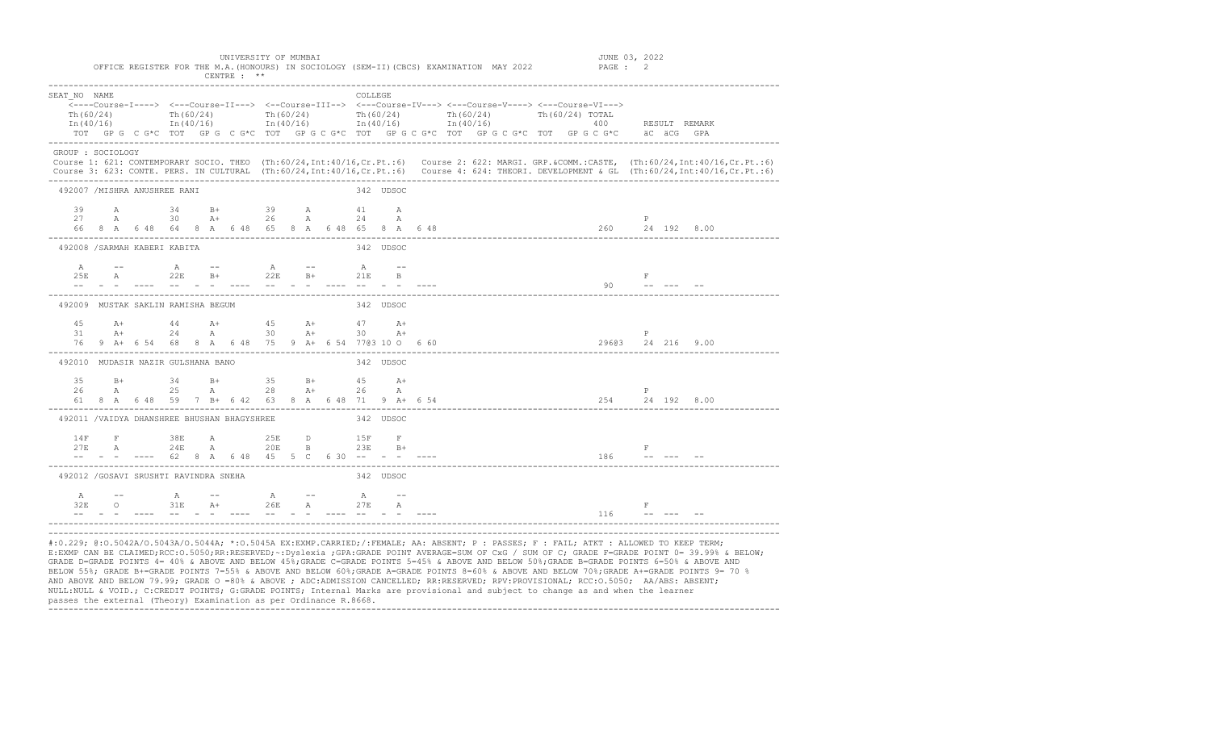UNIVERSITY OF MUMBAI

OFFICE REGISTER FOR THE M.A.(HONOURS) IN SOCIOLOGY (SEM-II)(CBCS) EXAMINATION MAY 2022

CENTRE : **

JUNE 03, 2022

```
SEAT_NO  NAME                                                        COLLEGE
    <----Course-I----> <---Course-II---> <--Course-III--> <---Course-IV---> <---Course-V----> <---Course-VI--->
    Th(60/24)          Th(60/24)         Th(60/24)         Th(60/24)         Th(60/24)         Th(60/24) TOTAL
    In(40/16)          In(40/16)         In(40/16)         In(40/16)         In(40/16)                   400      RESULT  REMARK
    TOT  GP G  C G*C  TOT  GP G  C G*C  TOT  GP G C G*C  TOT  GP G C G*C  TOT  GP G C G*C  TOT  GP G C G*C   äC  äCG  GPA
```

GROUP : SOCIOLOGY

Course 1: 621: CONTEMPORARY SOCIO. THEO (Th:60/24,Int:40/16,Cr.Pt.:6) Course 2: 622: MARGI. GRP.&COMM.:CASTE, (Th:60/24,Int:40/16,Cr.Pt.:6)

Course 3: 623: CONTE. PERS. IN CULTURAL (Th:60/24,Int:40/16,Cr.Pt.:6) Course 4: 624: THEORI. DEVELOPMENT & GL (Th:60/24,Int:40/16,Cr.Pt.:6)

```
492007 /MISHRA ANUSHREE RANI                                  342  UDSOC

    39     A         34     B+        39     A        41     A
    27     A         30     A+        26     A        24     A                                                  P
    66  8  A  6 48   64  8  A  6 48   65  8  A  6 48  65  8  A  6 48                                  260      24  192  8.00

492008 /SARMAH KABERI KABITA                                  342  UDSOC

    A      --        A      --        A      --       A      --
    25E    A         22E    B+        22E    B+       21E    B                                                  F
    --  -  -  ----   --  -  -  ----   --  -  -  ----  --  -  -  ----                                  90       --  ---  --

492009  MUSTAK SAKLIN RAMISHA BEGUM                           342  UDSOC

    45     A+        44     A+        45     A+       47     A+
    31     A+        24     A         30     A+       30     A+                                                 P
    76  9  A+ 6 54   68  8  A  6 48   75  9  A+ 6 54  77@3 10 O  6 60                                 296@3    24  216  9.00

492010  MUDASIR NAZIR GULSHANA BANO                           342  UDSOC

    35     B+        34     B+        35     B+       45     A+
    26     A         25     A         28     A+       26     A                                                  P
    61  8  A  6 48   59  7  B+ 6 42   63  8  A  6 48  71  9  A+ 6 54                                  254      24  192  8.00

492011 /VAIDYA DHANSHREE BHUSHAN BHAGYSHREE                   342  UDSOC

    14F    F         38E    A         25E    D        15F    F
    27E    A         24E    A         20E    B        23E    B+                                                 F
    --  -  -  ----   62  8  A  6 48   45  5  C  6 30  --  -  -  ----                                  186      --  ---  --

492012 /GOSAVI SRUSHTI RAVINDRA SNEHA                         342  UDSOC

    A      --        A      --        A      --       A      --
    32E    O         31E    A+        26E    A        27E    A                                                  F
    --  -  -  ----   --  -  -  ----   --  -  -  ----  --  -  -  ----                                  116      --  ---  --
```

#:O.229; @:O.5042A/O.5043A/O.5044A; *:O.5045A EX:EXMP.CARRIED;/:FEMALE; AA: ABSENT; P : PASSES; F : FAIL; ATKT : ALLOWED TO KEEP TERM; E:EXMP CAN BE CLAIMED;RCC:O.5050;RR:RESERVED;~:Dyslexia ;GPA:GRADE POINT AVERAGE=SUM OF CxG / SUM OF C; GRADE F=GRADE POINT 0= 39.99% & BELOW; GRADE D=GRADE POINTS 4= 40% & ABOVE AND BELOW 45%;GRADE C=GRADE POINTS 5=45% & ABOVE AND BELOW 50%;GRADE B=GRADE POINTS 6=50% & ABOVE AND BELOW 55%; GRADE B+=GRADE POINTS 7=55% & ABOVE AND BELOW 60%;GRADE A=GRADE POINTS 8=60% & ABOVE AND BELOW 70%;GRADE A+=GRADE POINTS 9= 70 % AND ABOVE AND BELOW 79.99; GRADE O =80% & ABOVE ; ADC:ADMISSION CANCELLED; RR:RESERVED; RPV:PROVISIONAL; RCC:O.5050; AA/ABS: ABSENT; NULL:NULL & VOID.; C:CREDIT POINTS; G:GRADE POINTS; Internal Marks are provisional and subject to change as and when the learner passes the external (Theory) Examination as per Ordinance R.8668.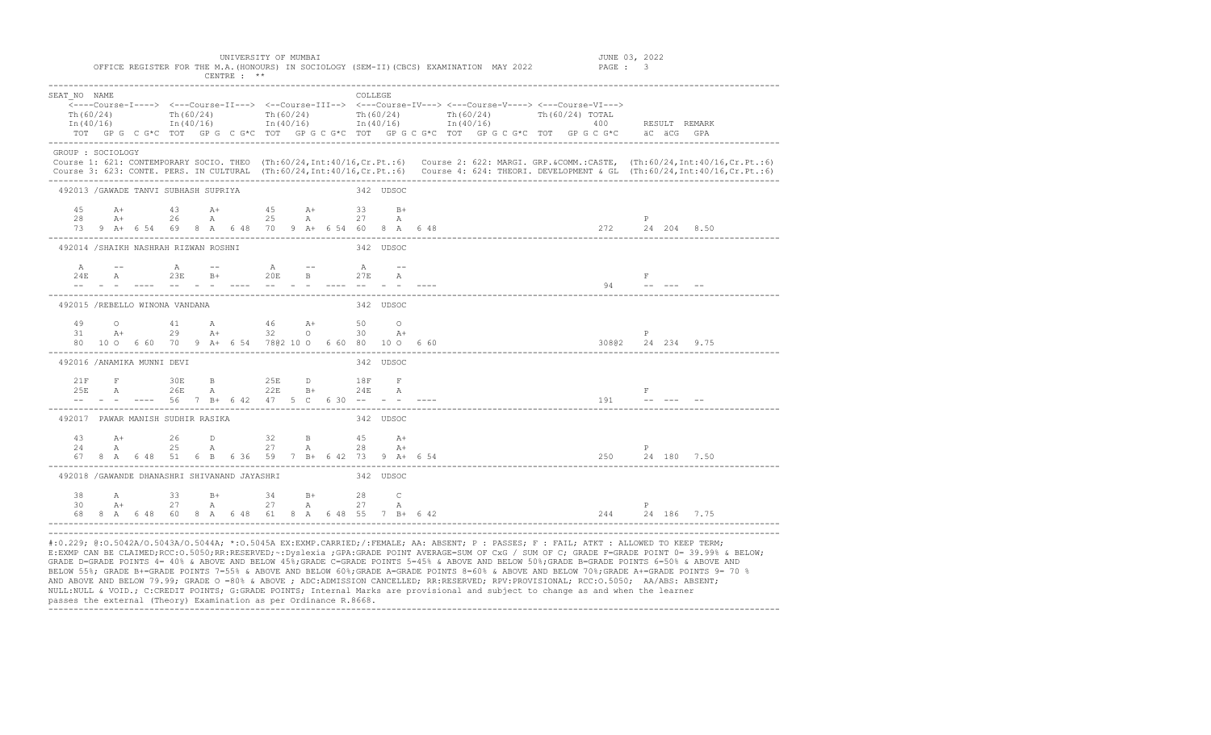UNIVERSITY OF MUMBAI

OFFICE REGISTER FOR THE M.A.(HONOURS) IN SOCIOLOGY (SEM-II)(CBCS) EXAMINATION MAY 2022

CENTRE : **

JUNE 03, 2022

```
SEAT_NO  NAME                                                                COLLEGE
    <----Course-I----> <---Course-II---> <--Course-III--> <---Course-IV---> <---Course-V----> <---Course-VI--->
    Th(60/24)          Th(60/24)         Th(60/24)         Th(60/24)         Th(60/24)         Th(60/24) TOTAL
    In(40/16)          In(40/16)         In(40/16)         In(40/16)         In(40/16)                   400      RESULT  REMARK
    TOT  GP G  C G*C  TOT  GP G  C G*C  TOT  GP G C G*C  TOT  GP G C G*C  TOT  GP G C G*C  TOT  GP G C G*C    äC  äCG  GPA
```

GROUP : SOCIOLOGY

Course 1: 621: CONTEMPORARY SOCIO. THEO (Th:60/24,Int:40/16,Cr.Pt.:6)   Course 2: 622: MARGI. GRP.&COMM.:CASTE, (Th:60/24,Int:40/16,Cr.Pt.:6)

Course 3: 623: CONTE. PERS. IN CULTURAL (Th:60/24,Int:40/16,Cr.Pt.:6)   Course 4: 624: THEORI. DEVELOPMENT & GL (Th:60/24,Int:40/16,Cr.Pt.:6)

```
 492013 /GAWADE TANVI SUBHASH SUPRIYA                        342  UDSOC

    45     A+       43     A+       45     A+       33     B+
    28     A+       26     A        25     A        27     A                                                            P
    73  9  A+  6 54  69  8  A  6 48  70  9  A+  6 54  60  8  A  6 48                                        272     24  204  8.50
-----------------------------------------------------------------------------------------------------------------------------
 492014 /SHAIKH NASHRAH RIZWAN ROSHNI                        342  UDSOC

    A      --       A      --       A      --       A      --
    24E    A        23E    B+       20E    B        27E    A                                                            F
    --  -  -  ----  --  -  -  ----  --  -  -  ----  --  -  -  ----                                             94      --  ---  --
-----------------------------------------------------------------------------------------------------------------------------
 492015 /REBELLO WINONA VANDANA                              342  UDSOC

    49     O        41     A        46     A+       50     O
    31     A+       29     A+       32     O        30     A+                                                           P
    80  10 O  6 60  70  9  A+  6 54  78@2 10 O  6 60  80  10 O  6 60                                        308@2   24  234  9.75
-----------------------------------------------------------------------------------------------------------------------------
 492016 /ANAMIKA MUNNI DEVI                                  342  UDSOC

    21F    F        30E    B        25E    D        18F    F
    25E    A        26E    A        22E    B+       24E    A                                                            F
    --  -  -  ----  56  7  B+  6 42  47  5  C  6 30  --  -  -  ----                                         191     --  ---  --
-----------------------------------------------------------------------------------------------------------------------------
 492017  PAWAR MANISH SUDHIR RASIKA                          342  UDSOC

    43     A+       26     D        32     B        45     A+
    24     A        25     A        27     A        28     A+                                                           P
    67  8  A  6 48  51  6  B  6 36  59  7  B+  6 42  73  9  A+  6 54                                        250     24  180  7.50
-----------------------------------------------------------------------------------------------------------------------------
 492018 /GAWANDE DHANASHRI SHIVANAND JAYASHRI                342  UDSOC

    38     A        33     B+       34     B+       28     C
    30     A+       27     A        27     A        27     A                                                            P
    68  8  A  6 48  60  8  A  6 48  61  8  A  6 48  55  7  B+  6 42                                         244     24  186  7.75
```

#:O.229; @:O.5042A/O.5043A/O.5044A; *:O.5045A EX:EXMP.CARRIED;/:FEMALE; AA: ABSENT; P : PASSES; F : FAIL; ATKT : ALLOWED TO KEEP TERM; E:EXMP CAN BE CLAIMED;RCC:O.5050;RR:RESERVED;~:Dyslexia ;GPA:GRADE POINT AVERAGE=SUM OF CxG / SUM OF C; GRADE F=GRADE POINT 0= 39.99% & BELOW; GRADE D=GRADE POINTS 4= 40% & ABOVE AND BELOW 45%;GRADE C=GRADE POINTS 5=45% & ABOVE AND BELOW 50%;GRADE B=GRADE POINTS 6=50% & ABOVE AND BELOW 55%; GRADE B+=GRADE POINTS 7=55% & ABOVE AND BELOW 60%;GRADE A=GRADE POINTS 8=60% & ABOVE AND BELOW 70%;GRADE A+=GRADE POINTS 9= 70 % AND ABOVE AND BELOW 79.99; GRADE O =80% & ABOVE ; ADC:ADMISSION CANCELLED; RR:RESERVED; RPV:PROVISIONAL; RCC:O.5050; AA/ABS: ABSENT; NULL:NULL & VOID.; C:CREDIT POINTS; G:GRADE POINTS; Internal Marks are provisional and subject to change as and when the learner passes the external (Theory) Examination as per Ordinance R.8668.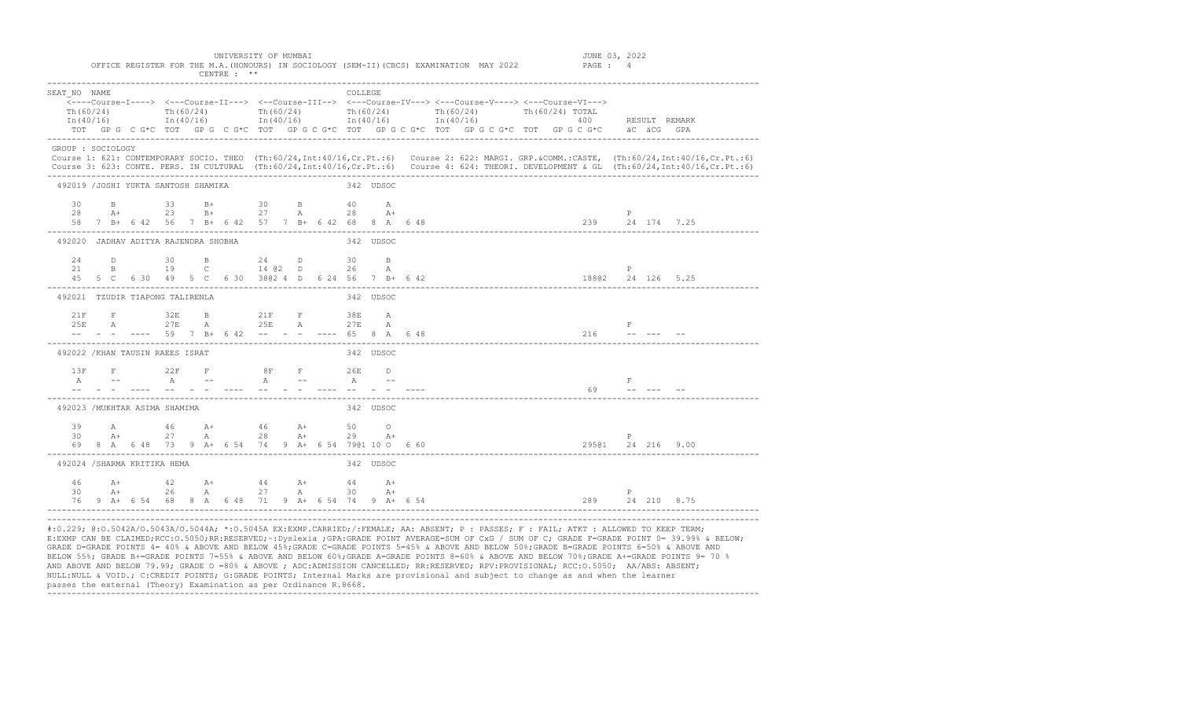UNIVERSITY OF MUMBAI

OFFICE REGISTER FOR THE M.A.(HONOURS) IN SOCIOLOGY (SEM-II)(CBCS) EXAMINATION MAY 2022

CENTRE : **

JUNE 03, 2022

```
SEAT_NO  NAME                                                      COLLEGE
   <----Course-I----> <---Course-II---> <--Course-III--> <---Course-IV---> <---Course-V----> <---Course-VI--->
   Th(60/24)          Th(60/24)         Th(60/24)        Th(60/24)         Th(60/24)         Th(60/24) TOTAL
   In(40/16)          In(40/16)         In(40/16)        In(40/16)         In(40/16)                   400      RESULT  REMARK
   TOT  GP G  C G*C  TOT  GP G  C G*C  TOT  GP G C G*C  TOT  GP G C G*C  TOT  GP G C G*C  TOT  GP G C G*C    äC äCG  GPA
```

GROUP : SOCIOLOGY

Course 1: 621: CONTEMPORARY SOCIO. THEO (Th:60/24,Int:40/16,Cr.Pt.:6)   Course 2: 622: MARGI. GRP.&COMM.:CASTE, (Th:60/24,Int:40/16,Cr.Pt.:6)
Course 3: 623: CONTE. PERS. IN CULTURAL (Th:60/24,Int:40/16,Cr.Pt.:6)   Course 4: 624: THEORI. DEVELOPMENT & GL (Th:60/24,Int:40/16,Cr.Pt.:6)

```
492019 /JOSHI YUKTA SANTOSH SHAMIKA                        342 UDSOC

    30      B         33      B+        30      B         40      A
    28      A+        23      B+        27      A         28      A+                                                        P
    58  7 B+ 6 42   56  7 B+ 6 42   57  7 B+ 6 42   68  8 A  6 48                                           239      24 174  7.25
--------------------------------------------------------------------------------------------------------------------------------
492020  JADHAV ADITYA RAJENDRA SHOBHA                      342 UDSOC

    24      D         30      B         24      D         30      B
    21      B         19      C         14 @2   D         26      A                                                         P
    45  5 C  6 30   49  5 C  6 30   38@2 4  D  6 24  56  7 B+ 6 42                                          188@2    24 126  5.25
--------------------------------------------------------------------------------------------------------------------------------
492021  TZUDIR TIAPONG TALIRENLA                           342 UDSOC

    21F     F         32E     B         21F     F         38E     A
    25E     A         27E     A         25E     A         27E     A                                                         F
    --  -  -  ----   59  7 B+ 6 42   --  -  -  ----   65  8 A  6 48                                           216      --  ---  --
--------------------------------------------------------------------------------------------------------------------------------
492022 /KHAN TAUSIN RAEES ISRAT                            342 UDSOC

    13F     F         22F     F          8F     F         26E     D
    A       --        A       --        A       --        A       --                                                        F
    --  -  -  ----   --  -  -  ----   --  -  -  ----   --  -  -  ----                                          69       --  ---  --
--------------------------------------------------------------------------------------------------------------------------------
492023 /MUKHTAR ASIMA SHAMIMA                              342 UDSOC

    39      A         46      A+        46      A+        50      O
    30      A+        27      A         28      A+        29      A+                                                        P
    69  8 A  6 48   73  9 A+ 6 54   74  9 A+ 6 54   79@1 10 O  6 60                                         295@1    24 216  9.00
--------------------------------------------------------------------------------------------------------------------------------
492024 /SHARMA KRITIKA HEMA                                342 UDSOC

    46      A+        42      A+        44      A+        44      A+
    30      A+        26      A         27      A         30      A+                                                        P
    76  9 A+ 6 54   68  8 A  6 48   71  9 A+ 6 54   74  9 A+ 6 54                                           289      24 210  8.75
--------------------------------------------------------------------------------------------------------------------------------
```

#:O.229; @:O.5042A/O.5043A/O.5044A; *:O.5045A EX:EXMP.CARRIED;/:FEMALE; AA: ABSENT; P : PASSES; F : FAIL; ATKT : ALLOWED TO KEEP TERM; E:EXMP CAN BE CLAIMED;RCC:O.5050;RR:RESERVED;~:Dyslexia ;GPA:GRADE POINT AVERAGE=SUM OF CxG / SUM OF C; GRADE F=GRADE POINT 0= 39.99% & BELOW; GRADE D=GRADE POINTS 4= 40% & ABOVE AND BELOW 45%;GRADE C=GRADE POINTS 5=45% & ABOVE AND BELOW 50%;GRADE B=GRADE POINTS 6=50% & ABOVE AND BELOW 55%; GRADE B+=GRADE POINTS 7=55% & ABOVE AND BELOW 60%;GRADE A=GRADE POINTS 8=60% & ABOVE AND BELOW 70%;GRADE A+=GRADE POINTS 9= 70 % AND ABOVE AND BELOW 79.99; GRADE O =80% & ABOVE ; ADC:ADMISSION CANCELLED; RR:RESERVED; RPV:PROVISIONAL; RCC:O.5050; AA/ABS: ABSENT; NULL:NULL & VOID.; C:CREDIT POINTS; G:GRADE POINTS; Internal Marks are provisional and subject to change as and when the learner passes the external (Theory) Examination as per Ordinance R.8668.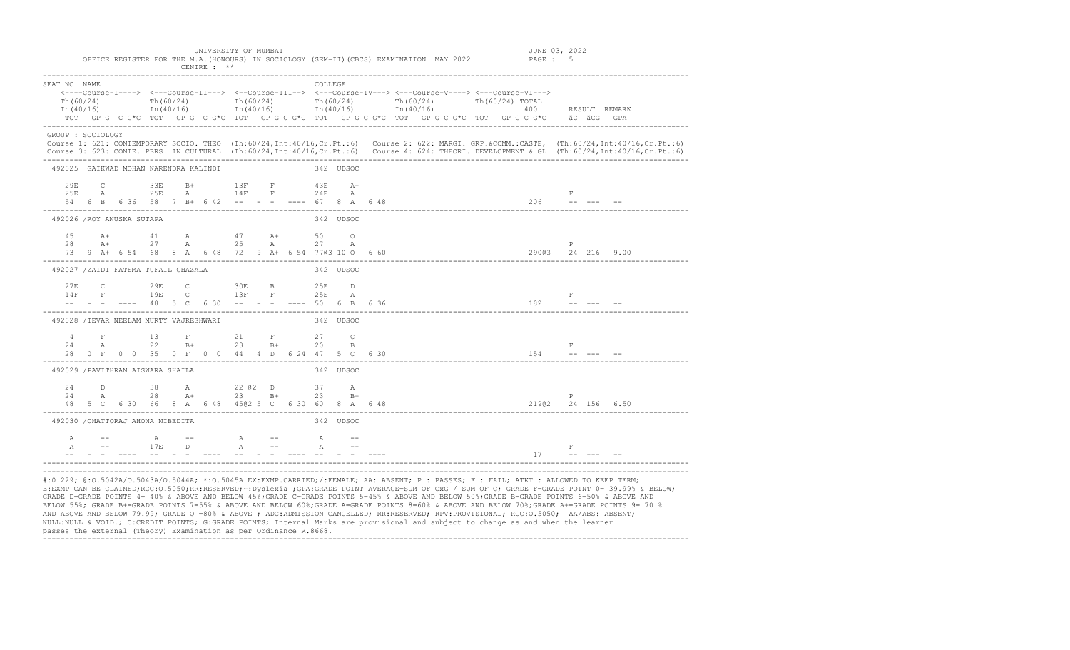UNIVERSITY OF MUMBAI

OFFICE REGISTER FOR THE M.A.(HONOURS) IN SOCIOLOGY (SEM-II)(CBCS) EXAMINATION MAY 2022

CENTRE : **

JUNE 03, 2022

```
SEAT_NO  NAME                                                         COLLEGE
    <----Course-I----> <---Course-II---> <--Course-III--> <---Course-IV---> <---Course-V----> <---Course-VI--->
    Th(60/24)          Th(60/24)         Th(60/24)         Th(60/24)         Th(60/24)         Th(60/24) TOTAL
    In(40/16)          In(40/16)         In(40/16)         In(40/16)         In(40/16)         400     RESULT  REMARK
    TOT  GP G C G*C  TOT  GP G C G*C  TOT  GP G C G*C  TOT  GP G C G*C  TOT  GP G C G*C  TOT  GP G C G*C   äC  äCG  GPA
```

GROUP : SOCIOLOGY

Course 1: 621: CONTEMPORARY SOCIO. THEO (Th:60/24,Int:40/16,Cr.Pt.:6)   Course 2: 622: MARGI. GRP.&COMM.:CASTE, (Th:60/24,Int:40/16,Cr.Pt.:6)
Course 3: 623: CONTE. PERS. IN CULTURAL (Th:60/24,Int:40/16,Cr.Pt.:6)   Course 4: 624: THEORI. DEVELOPMENT & GL (Th:60/24,Int:40/16,Cr.Pt.:6)

```
492025  GAIKWAD MOHAN NARENDRA KALINDI                        342  UDSOC

    29E    C        33E    B+       13F    F        43E    A+
    25E    A        25E    A        14F    F        24E    A                                             F
    54  6  B  6 36  58  7  B+ 6 42  --  -  -  ----  67  8  A  6 48                                  206     --  ---  --

492026 /ROY ANUSKA SUTAPA                                     342  UDSOC

    45     A+       41     A        47     A+       50     O
    28     A+       27     A        25     A        27     A                                             P
    73  9  A+ 6 54  68  8  A  6 48  72  9  A+ 6 54  77@3 10 O  6 60                                290@3   24  216  9.00

492027 /ZAIDI FATEMA TUFAIL GHAZALA                           342  UDSOC

    27E    C        29E    C        30E    B        25E    D
    14F    F        19E    C        13F    F        25E    A                                             F
    --  -  -  ----  48  5  C  6 30  --  -  -  ----  50  6  B  6 36                                  182     --  ---  --

492028 /TEVAR NEELAM MURTY VAJRESHWARI                        342  UDSOC

     4     F        13     F        21     F        27     C
    24     A        22     B+       23     B+       20     B                                             F
    28  0  F  0  0  35  0  F  0  0  44  4  D  6 24  47  5  C  6 30                                  154     --  ---  --

492029 /PAVITHRAN AISWARA SHAILA                              342  UDSOC

    24     D        38     A        22 @2  D        37     A
    24     A        28     A+       23     B+       23     B+                                            P
    48  5  C  6 30  66  8  A  6 48  45@2 5  C  6 30  60  8  A  6 48                                219@2   24  156  6.50

492030 /CHATTORAJ AHONA NIBEDITA                              342  UDSOC

     A     --        A     --        A     --        A     --
     A     --       17E    D         A     --        A     --                                            F
    --  -  -  ----  --  -  -  ----  --  -  -  ----  --  -  -  ----                                  17      --  ---  --
```

#:O.229; @:O.5042A/O.5043A/O.5044A; *:O.5045A EX:EXMP.CARRIED;/:FEMALE; AA: ABSENT; P : PASSES; F : FAIL; ATKT : ALLOWED TO KEEP TERM;
E:EXMP CAN BE CLAIMED;RCC:O.5050;RR:RESERVED;~:Dyslexia ;GPA:GRADE POINT AVERAGE=SUM OF CxG / SUM OF C; GRADE F=GRADE POINT 0= 39.99% & BELOW;
GRADE D=GRADE POINTS 4= 40% & ABOVE AND BELOW 45%;GRADE C=GRADE POINTS 5=45% & ABOVE AND BELOW 50%;GRADE B=GRADE POINTS 6=50% & ABOVE AND
BELOW 55%; GRADE B+=GRADE POINTS 7=55% & ABOVE AND BELOW 60%;GRADE A=GRADE POINTS 8=60% & ABOVE AND BELOW 70%;GRADE A+=GRADE POINTS 9= 70 %
AND ABOVE AND BELOW 79.99; GRADE O =80% & ABOVE ; ADC:ADMISSION CANCELLED; RR:RESERVED; RPV:PROVISIONAL; RCC:O.5050; AA/ABS: ABSENT;
NULL:NULL & VOID.; C:CREDIT POINTS; G:GRADE POINTS; Internal Marks are provisional and subject to change as and when the learner
passes the external (Theory) Examination as per Ordinance R.8668.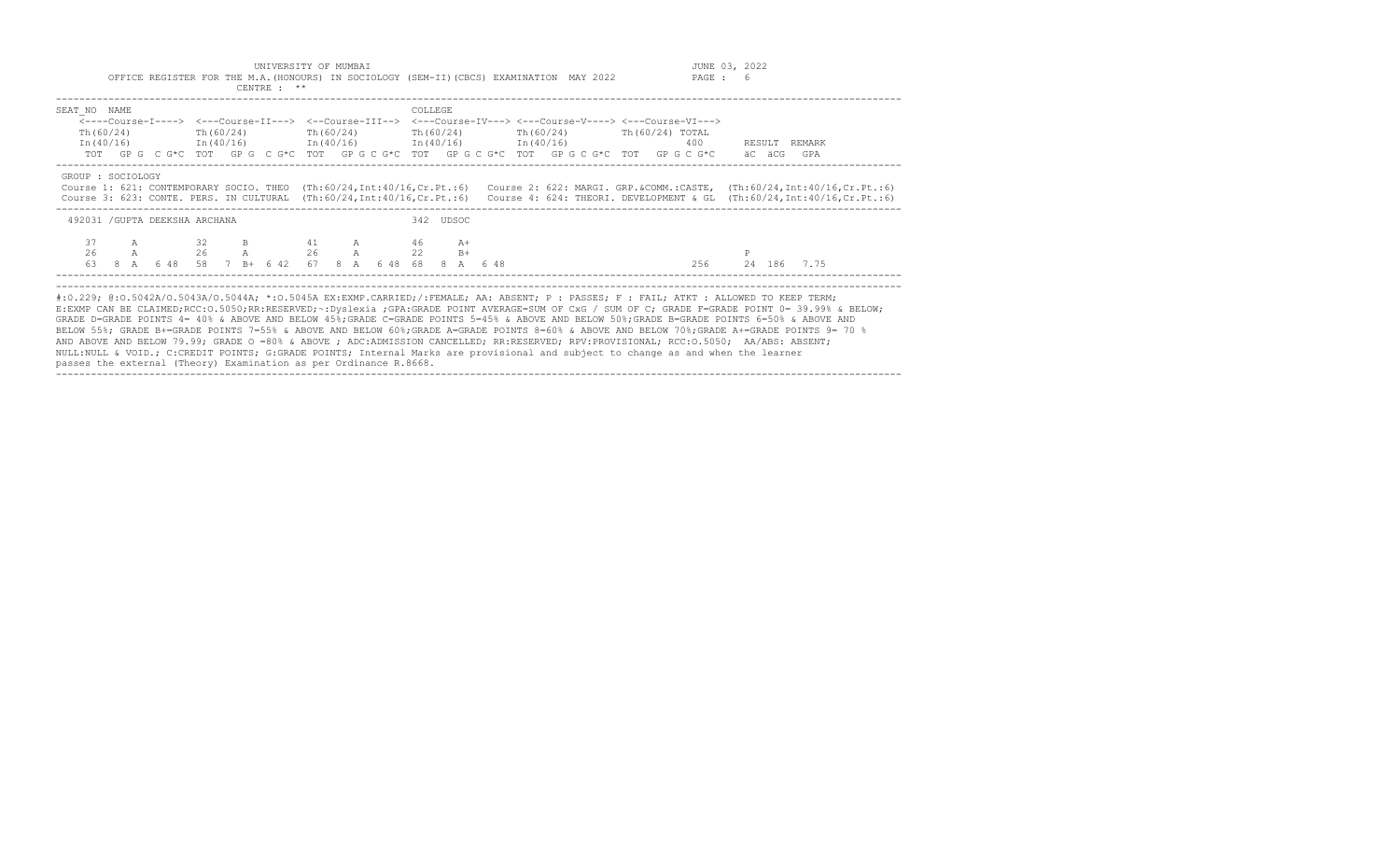UNIVERSITY OF MUMBAI

JUNE 03, 2022

OFFICE REGISTER FOR THE M.A.(HONOURS) IN SOCIOLOGY (SEM-II)(CBCS) EXAMINATION MAY 2022

PAGE : 6

CENTRE : **

```
SEAT_NO  NAME                                                   COLLEGE
    <----Course-I---->  <---Course-II--->  <--Course-III-->  <---Course-IV---> <---Course-V----> <---Course-VI--->
    Th(60/24)          Th(60/24)          Th(60/24)         Th(60/24)         Th(60/24)         Th(60/24) TOTAL
    In(40/16)          In(40/16)          In(40/16)         In(40/16)         In(40/16)                   400      RESULT  REMARK
    TOT   GP G  C G*C  TOT   GP G  C G*C  TOT   GP G C G*C  TOT   GP G C G*C  TOT   GP G C G*C  TOT   GP G C G*C     äC  äCG   GPA
```

GROUP : SOCIOLOGY

Course 1: 621: CONTEMPORARY SOCIO. THEO (Th:60/24,Int:40/16,Cr.Pt.:6) Course 2: 622: MARGI. GRP.&COMM.:CASTE, (Th:60/24,Int:40/16,Cr.Pt.:6)
Course 3: 623: CONTE. PERS. IN CULTURAL (Th:60/24,Int:40/16,Cr.Pt.:6) Course 4: 624: THEORI. DEVELOPMENT & GL (Th:60/24,Int:40/16,Cr.Pt.:6)

```
  492031 /GUPTA DEEKSHA ARCHANA                                 342  UDSOC

     37      A          32      B          41      A          46      A+
     26      A          26      A          26      A          22      B+                                                              P
     63   8  A   6 48   58   7  B+  6 42   67   8  A   6 48   68   8  A   6 48                                        256      24  186   7.75
```

#:O.229; @:O.5042A/O.5043A/O.5044A; *:O.5045A EX:EXMP.CARRIED;/:FEMALE; AA: ABSENT; P : PASSES; F : FAIL; ATKT : ALLOWED TO KEEP TERM;
E:EXMP CAN BE CLAIMED;RCC:O.5050;RR:RESERVED;~:Dyslexia ;GPA:GRADE POINT AVERAGE=SUM OF CxG / SUM OF C; GRADE F=GRADE POINT 0= 39.99% & BELOW;
GRADE D=GRADE POINTS 4= 40% & ABOVE AND BELOW 45%;GRADE C=GRADE POINTS 5=45% & ABOVE AND BELOW 50%;GRADE B=GRADE POINTS 6=50% & ABOVE AND
BELOW 55%; GRADE B+=GRADE POINTS 7=55% & ABOVE AND BELOW 60%;GRADE A=GRADE POINTS 8=60% & ABOVE AND BELOW 70%;GRADE A+=GRADE POINTS 9= 70 %
AND ABOVE AND BELOW 79.99; GRADE O =80% & ABOVE ; ADC:ADMISSION CANCELLED; RR:RESERVED; RPV:PROVISIONAL; RCC:O.5050; AA/ABS: ABSENT;
NULL:NULL & VOID.; C:CREDIT POINTS; G:GRADE POINTS; Internal Marks are provisional and subject to change as and when the learner
passes the external (Theory) Examination as per Ordinance R.8668.